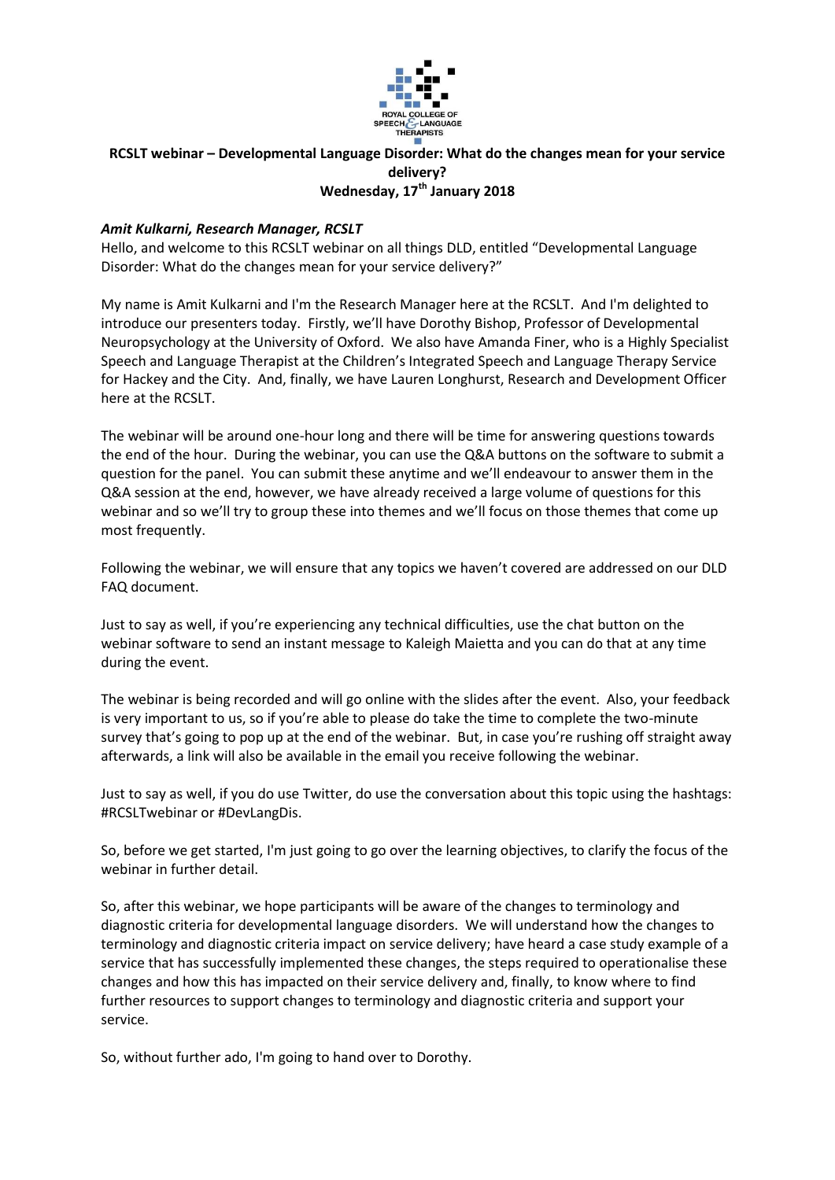# RCSLT webinar – Developmental Language Disorder: What do the changes mean for your service delivery?

**Wednesday, 17th January 2018**

***Amit Kulkarni, Research Manager, RCSLT***

Hello, and welcome to this RCSLT webinar on all things DLD, entitled "Developmental Language Disorder: What do the changes mean for your service delivery?"

My name is Amit Kulkarni and I'm the Research Manager here at the RCSLT. And I'm delighted to introduce our presenters today. Firstly, we'll have Dorothy Bishop, Professor of Developmental Neuropsychology at the University of Oxford. We also have Amanda Finer, who is a Highly Specialist Speech and Language Therapist at the Children's Integrated Speech and Language Therapy Service for Hackey and the City. And, finally, we have Lauren Longhurst, Research and Development Officer here at the RCSLT.

The webinar will be around one-hour long and there will be time for answering questions towards the end of the hour. During the webinar, you can use the Q&A buttons on the software to submit a question for the panel. You can submit these anytime and we'll endeavour to answer them in the Q&A session at the end, however, we have already received a large volume of questions for this webinar and so we'll try to group these into themes and we'll focus on those themes that come up most frequently.

Following the webinar, we will ensure that any topics we haven't covered are addressed on our DLD FAQ document.

Just to say as well, if you're experiencing any technical difficulties, use the chat button on the webinar software to send an instant message to Kaleigh Maietta and you can do that at any time during the event.

The webinar is being recorded and will go online with the slides after the event. Also, your feedback is very important to us, so if you're able to please do take the time to complete the two-minute survey that's going to pop up at the end of the webinar. But, in case you're rushing off straight away afterwards, a link will also be available in the email you receive following the webinar.

Just to say as well, if you do use Twitter, do use the conversation about this topic using the hashtags: #RCSLTwebinar or #DevLangDis.

So, before we get started, I'm just going to go over the learning objectives, to clarify the focus of the webinar in further detail.

So, after this webinar, we hope participants will be aware of the changes to terminology and diagnostic criteria for developmental language disorders. We will understand how the changes to terminology and diagnostic criteria impact on service delivery; have heard a case study example of a service that has successfully implemented these changes, the steps required to operationalise these changes and how this has impacted on their service delivery and, finally, to know where to find further resources to support changes to terminology and diagnostic criteria and support your service.

So, without further ado, I'm going to hand over to Dorothy.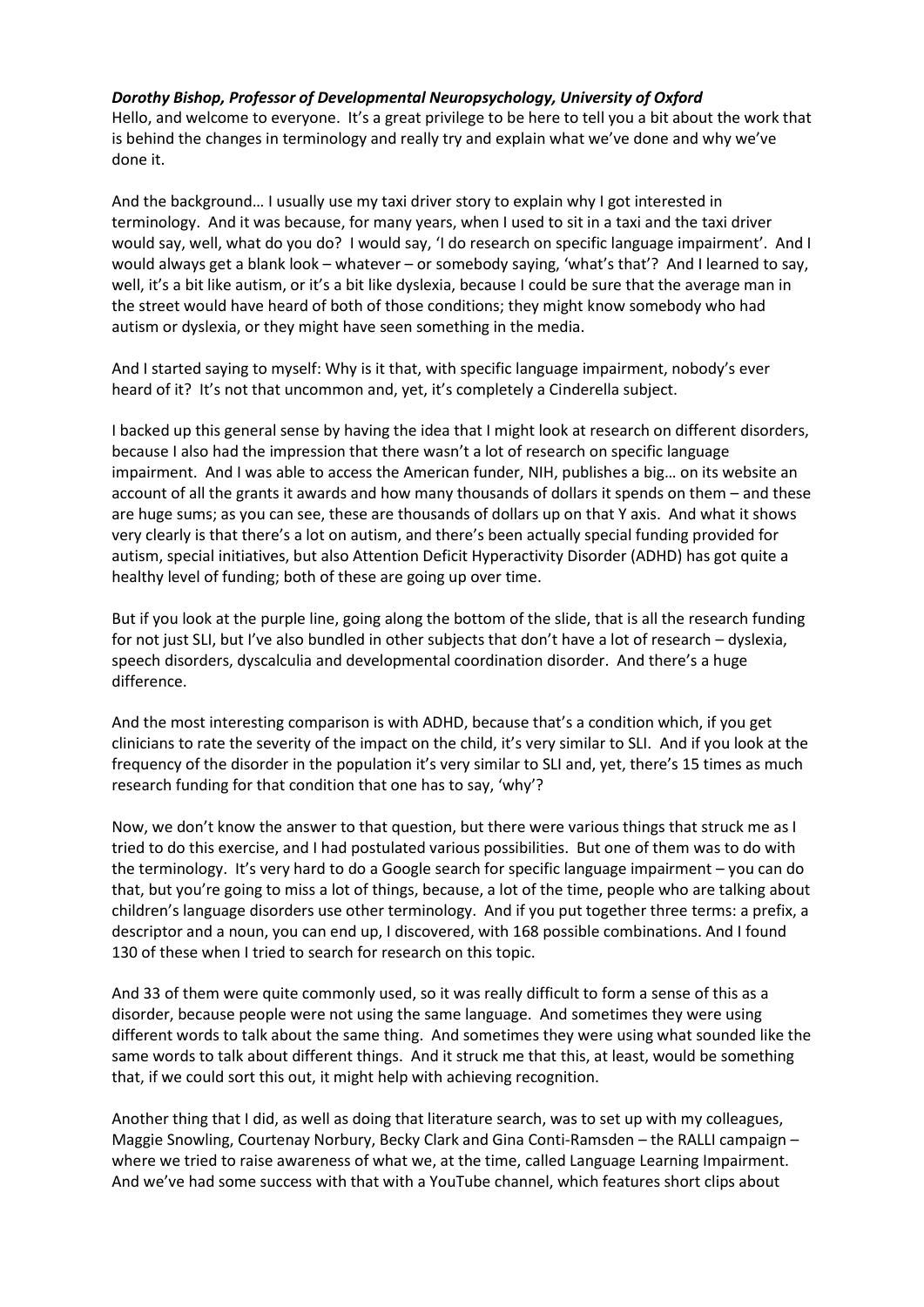***Dorothy Bishop, Professor of Developmental Neuropsychology, University of Oxford***

Hello, and welcome to everyone. It's a great privilege to be here to tell you a bit about the work that is behind the changes in terminology and really try and explain what we've done and why we've done it.

And the background… I usually use my taxi driver story to explain why I got interested in terminology. And it was because, for many years, when I used to sit in a taxi and the taxi driver would say, well, what do you do? I would say, 'I do research on specific language impairment'. And I would always get a blank look – whatever – or somebody saying, 'what's that'? And I learned to say, well, it's a bit like autism, or it's a bit like dyslexia, because I could be sure that the average man in the street would have heard of both of those conditions; they might know somebody who had autism or dyslexia, or they might have seen something in the media.

And I started saying to myself: Why is it that, with specific language impairment, nobody's ever heard of it? It's not that uncommon and, yet, it's completely a Cinderella subject.

I backed up this general sense by having the idea that I might look at research on different disorders, because I also had the impression that there wasn't a lot of research on specific language impairment. And I was able to access the American funder, NIH, publishes a big… on its website an account of all the grants it awards and how many thousands of dollars it spends on them – and these are huge sums; as you can see, these are thousands of dollars up on that Y axis. And what it shows very clearly is that there's a lot on autism, and there's been actually special funding provided for autism, special initiatives, but also Attention Deficit Hyperactivity Disorder (ADHD) has got quite a healthy level of funding; both of these are going up over time.

But if you look at the purple line, going along the bottom of the slide, that is all the research funding for not just SLI, but I've also bundled in other subjects that don't have a lot of research – dyslexia, speech disorders, dyscalculia and developmental coordination disorder. And there's a huge difference.

And the most interesting comparison is with ADHD, because that's a condition which, if you get clinicians to rate the severity of the impact on the child, it's very similar to SLI. And if you look at the frequency of the disorder in the population it's very similar to SLI and, yet, there's 15 times as much research funding for that condition that one has to say, 'why'?

Now, we don't know the answer to that question, but there were various things that struck me as I tried to do this exercise, and I had postulated various possibilities. But one of them was to do with the terminology. It's very hard to do a Google search for specific language impairment – you can do that, but you're going to miss a lot of things, because, a lot of the time, people who are talking about children's language disorders use other terminology. And if you put together three terms: a prefix, a descriptor and a noun, you can end up, I discovered, with 168 possible combinations. And I found 130 of these when I tried to search for research on this topic.

And 33 of them were quite commonly used, so it was really difficult to form a sense of this as a disorder, because people were not using the same language. And sometimes they were using different words to talk about the same thing. And sometimes they were using what sounded like the same words to talk about different things. And it struck me that this, at least, would be something that, if we could sort this out, it might help with achieving recognition.

Another thing that I did, as well as doing that literature search, was to set up with my colleagues, Maggie Snowling, Courtenay Norbury, Becky Clark and Gina Conti-Ramsden – the RALLI campaign – where we tried to raise awareness of what we, at the time, called Language Learning Impairment. And we've had some success with that with a YouTube channel, which features short clips about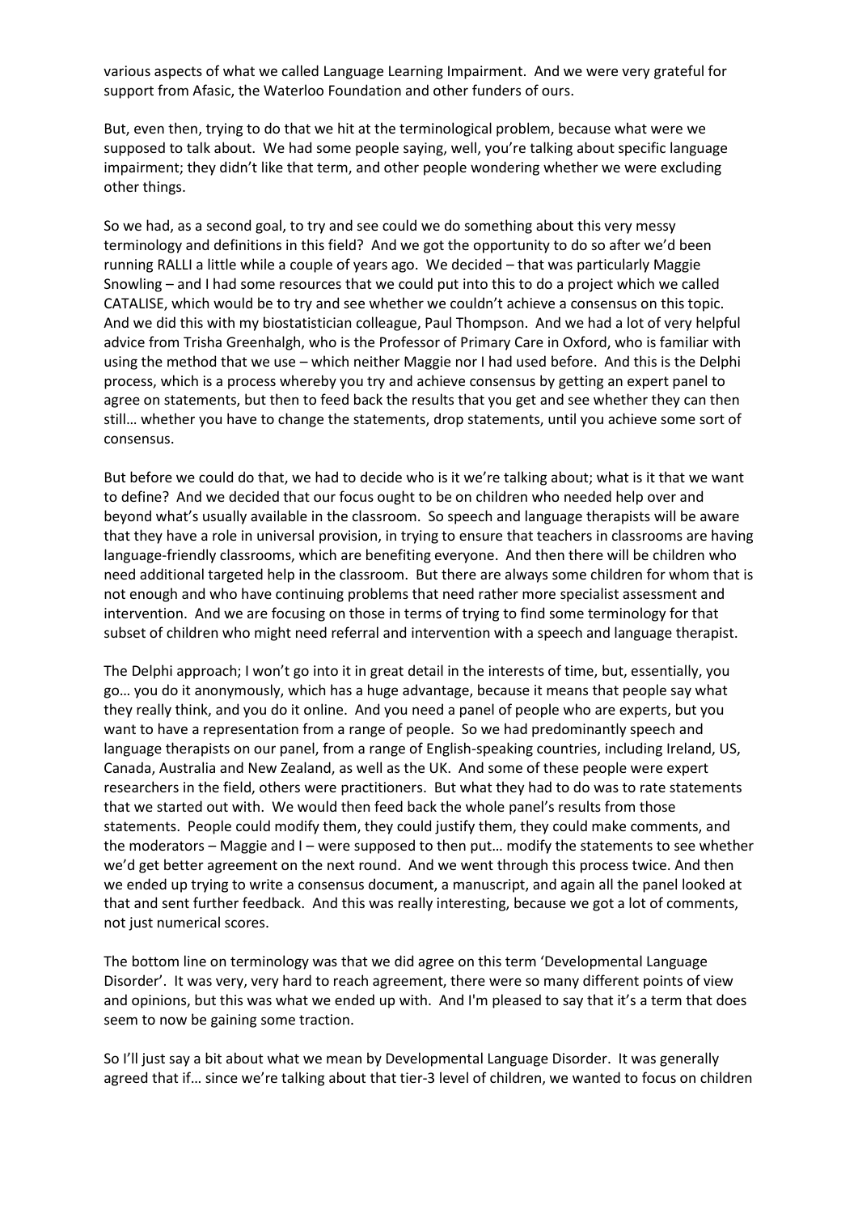various aspects of what we called Language Learning Impairment. And we were very grateful for support from Afasic, the Waterloo Foundation and other funders of ours.

But, even then, trying to do that we hit at the terminological problem, because what were we supposed to talk about. We had some people saying, well, you're talking about specific language impairment; they didn't like that term, and other people wondering whether we were excluding other things.

So we had, as a second goal, to try and see could we do something about this very messy terminology and definitions in this field? And we got the opportunity to do so after we'd been running RALLI a little while a couple of years ago. We decided – that was particularly Maggie Snowling – and I had some resources that we could put into this to do a project which we called CATALISE, which would be to try and see whether we couldn't achieve a consensus on this topic. And we did this with my biostatistician colleague, Paul Thompson. And we had a lot of very helpful advice from Trisha Greenhalgh, who is the Professor of Primary Care in Oxford, who is familiar with using the method that we use – which neither Maggie nor I had used before. And this is the Delphi process, which is a process whereby you try and achieve consensus by getting an expert panel to agree on statements, but then to feed back the results that you get and see whether they can then still… whether you have to change the statements, drop statements, until you achieve some sort of consensus.

But before we could do that, we had to decide who is it we're talking about; what is it that we want to define? And we decided that our focus ought to be on children who needed help over and beyond what's usually available in the classroom. So speech and language therapists will be aware that they have a role in universal provision, in trying to ensure that teachers in classrooms are having language-friendly classrooms, which are benefiting everyone. And then there will be children who need additional targeted help in the classroom. But there are always some children for whom that is not enough and who have continuing problems that need rather more specialist assessment and intervention. And we are focusing on those in terms of trying to find some terminology for that subset of children who might need referral and intervention with a speech and language therapist.

The Delphi approach; I won't go into it in great detail in the interests of time, but, essentially, you go… you do it anonymously, which has a huge advantage, because it means that people say what they really think, and you do it online. And you need a panel of people who are experts, but you want to have a representation from a range of people. So we had predominantly speech and language therapists on our panel, from a range of English-speaking countries, including Ireland, US, Canada, Australia and New Zealand, as well as the UK. And some of these people were expert researchers in the field, others were practitioners. But what they had to do was to rate statements that we started out with. We would then feed back the whole panel's results from those statements. People could modify them, they could justify them, they could make comments, and the moderators – Maggie and I – were supposed to then put… modify the statements to see whether we'd get better agreement on the next round. And we went through this process twice. And then we ended up trying to write a consensus document, a manuscript, and again all the panel looked at that and sent further feedback. And this was really interesting, because we got a lot of comments, not just numerical scores.

The bottom line on terminology was that we did agree on this term 'Developmental Language Disorder'. It was very, very hard to reach agreement, there were so many different points of view and opinions, but this was what we ended up with. And I'm pleased to say that it's a term that does seem to now be gaining some traction.

So I'll just say a bit about what we mean by Developmental Language Disorder. It was generally agreed that if… since we're talking about that tier-3 level of children, we wanted to focus on children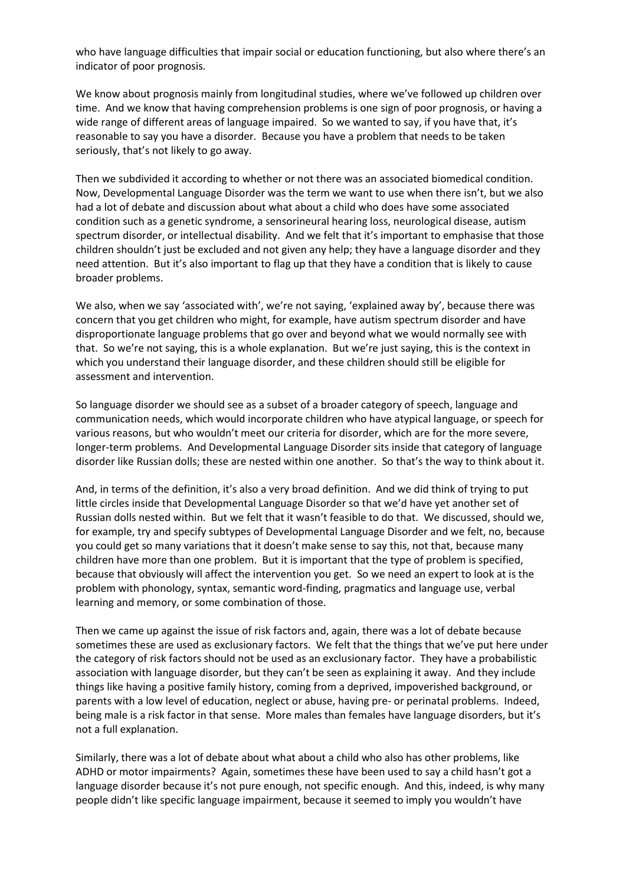who have language difficulties that impair social or education functioning, but also where there's an indicator of poor prognosis.

We know about prognosis mainly from longitudinal studies, where we've followed up children over time. And we know that having comprehension problems is one sign of poor prognosis, or having a wide range of different areas of language impaired. So we wanted to say, if you have that, it's reasonable to say you have a disorder. Because you have a problem that needs to be taken seriously, that's not likely to go away.

Then we subdivided it according to whether or not there was an associated biomedical condition. Now, Developmental Language Disorder was the term we want to use when there isn't, but we also had a lot of debate and discussion about what about a child who does have some associated condition such as a genetic syndrome, a sensorineural hearing loss, neurological disease, autism spectrum disorder, or intellectual disability. And we felt that it's important to emphasise that those children shouldn't just be excluded and not given any help; they have a language disorder and they need attention. But it's also important to flag up that they have a condition that is likely to cause broader problems.

We also, when we say 'associated with', we're not saying, 'explained away by', because there was concern that you get children who might, for example, have autism spectrum disorder and have disproportionate language problems that go over and beyond what we would normally see with that. So we're not saying, this is a whole explanation. But we're just saying, this is the context in which you understand their language disorder, and these children should still be eligible for assessment and intervention.

So language disorder we should see as a subset of a broader category of speech, language and communication needs, which would incorporate children who have atypical language, or speech for various reasons, but who wouldn't meet our criteria for disorder, which are for the more severe, longer-term problems. And Developmental Language Disorder sits inside that category of language disorder like Russian dolls; these are nested within one another. So that's the way to think about it.

And, in terms of the definition, it's also a very broad definition. And we did think of trying to put little circles inside that Developmental Language Disorder so that we'd have yet another set of Russian dolls nested within. But we felt that it wasn't feasible to do that. We discussed, should we, for example, try and specify subtypes of Developmental Language Disorder and we felt, no, because you could get so many variations that it doesn't make sense to say this, not that, because many children have more than one problem. But it is important that the type of problem is specified, because that obviously will affect the intervention you get. So we need an expert to look at is the problem with phonology, syntax, semantic word-finding, pragmatics and language use, verbal learning and memory, or some combination of those.

Then we came up against the issue of risk factors and, again, there was a lot of debate because sometimes these are used as exclusionary factors. We felt that the things that we've put here under the category of risk factors should not be used as an exclusionary factor. They have a probabilistic association with language disorder, but they can't be seen as explaining it away. And they include things like having a positive family history, coming from a deprived, impoverished background, or parents with a low level of education, neglect or abuse, having pre- or perinatal problems. Indeed, being male is a risk factor in that sense. More males than females have language disorders, but it's not a full explanation.

Similarly, there was a lot of debate about what about a child who also has other problems, like ADHD or motor impairments? Again, sometimes these have been used to say a child hasn't got a language disorder because it's not pure enough, not specific enough. And this, indeed, is why many people didn't like specific language impairment, because it seemed to imply you wouldn't have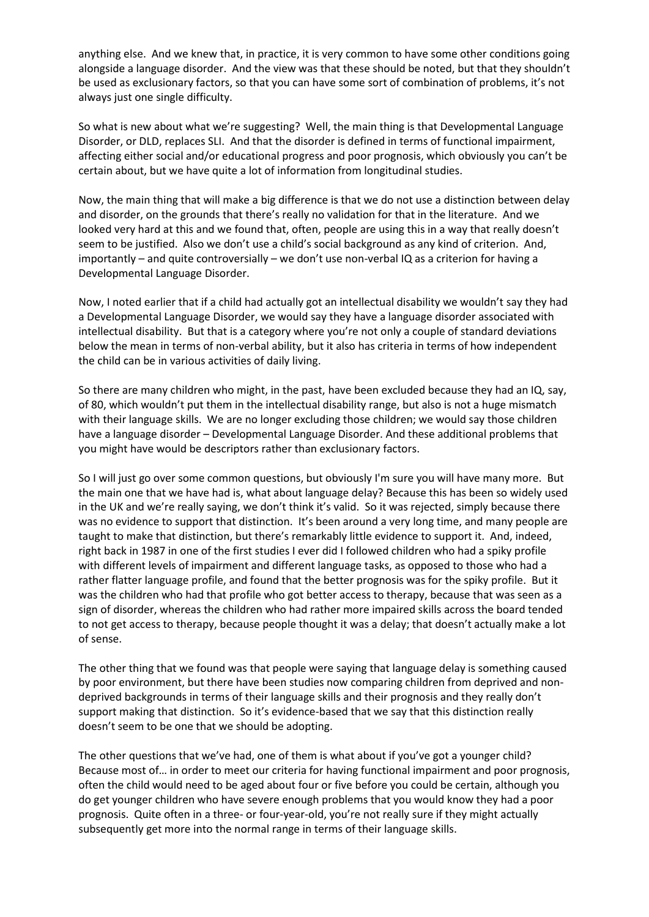anything else. And we knew that, in practice, it is very common to have some other conditions going alongside a language disorder. And the view was that these should be noted, but that they shouldn't be used as exclusionary factors, so that you can have some sort of combination of problems, it's not always just one single difficulty.

So what is new about what we're suggesting? Well, the main thing is that Developmental Language Disorder, or DLD, replaces SLI. And that the disorder is defined in terms of functional impairment, affecting either social and/or educational progress and poor prognosis, which obviously you can't be certain about, but we have quite a lot of information from longitudinal studies.

Now, the main thing that will make a big difference is that we do not use a distinction between delay and disorder, on the grounds that there's really no validation for that in the literature. And we looked very hard at this and we found that, often, people are using this in a way that really doesn't seem to be justified. Also we don't use a child's social background as any kind of criterion. And, importantly – and quite controversially – we don't use non-verbal IQ as a criterion for having a Developmental Language Disorder.

Now, I noted earlier that if a child had actually got an intellectual disability we wouldn't say they had a Developmental Language Disorder, we would say they have a language disorder associated with intellectual disability. But that is a category where you're not only a couple of standard deviations below the mean in terms of non-verbal ability, but it also has criteria in terms of how independent the child can be in various activities of daily living.

So there are many children who might, in the past, have been excluded because they had an IQ, say, of 80, which wouldn't put them in the intellectual disability range, but also is not a huge mismatch with their language skills. We are no longer excluding those children; we would say those children have a language disorder – Developmental Language Disorder. And these additional problems that you might have would be descriptors rather than exclusionary factors.

So I will just go over some common questions, but obviously I'm sure you will have many more. But the main one that we have had is, what about language delay? Because this has been so widely used in the UK and we're really saying, we don't think it's valid. So it was rejected, simply because there was no evidence to support that distinction. It's been around a very long time, and many people are taught to make that distinction, but there's remarkably little evidence to support it. And, indeed, right back in 1987 in one of the first studies I ever did I followed children who had a spiky profile with different levels of impairment and different language tasks, as opposed to those who had a rather flatter language profile, and found that the better prognosis was for the spiky profile. But it was the children who had that profile who got better access to therapy, because that was seen as a sign of disorder, whereas the children who had rather more impaired skills across the board tended to not get access to therapy, because people thought it was a delay; that doesn't actually make a lot of sense.

The other thing that we found was that people were saying that language delay is something caused by poor environment, but there have been studies now comparing children from deprived and non-deprived backgrounds in terms of their language skills and their prognosis and they really don't support making that distinction. So it's evidence-based that we say that this distinction really doesn't seem to be one that we should be adopting.

The other questions that we've had, one of them is what about if you've got a younger child? Because most of… in order to meet our criteria for having functional impairment and poor prognosis, often the child would need to be aged about four or five before you could be certain, although you do get younger children who have severe enough problems that you would know they had a poor prognosis. Quite often in a three- or four-year-old, you're not really sure if they might actually subsequently get more into the normal range in terms of their language skills.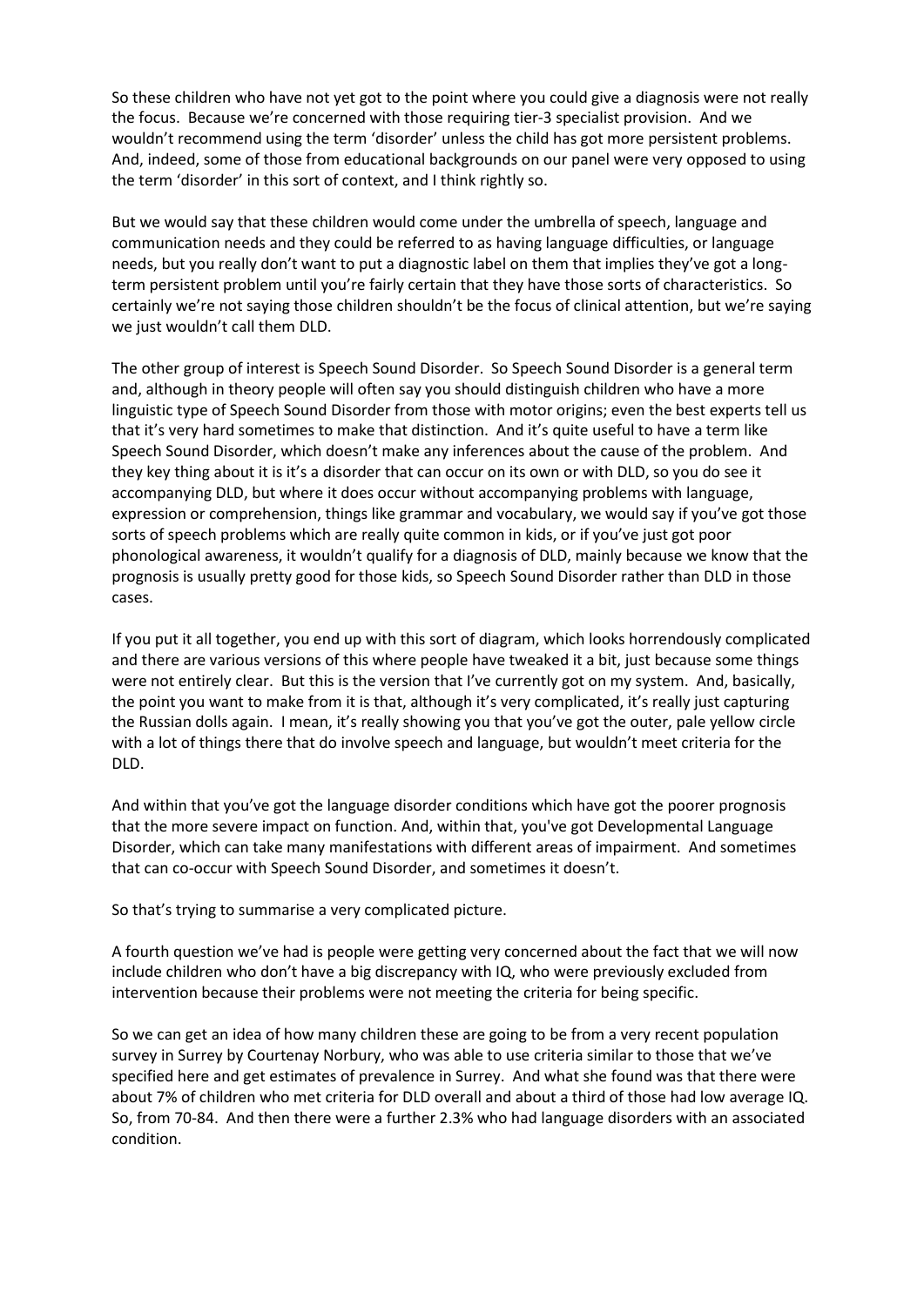So these children who have not yet got to the point where you could give a diagnosis were not really the focus. Because we're concerned with those requiring tier-3 specialist provision. And we wouldn't recommend using the term 'disorder' unless the child has got more persistent problems. And, indeed, some of those from educational backgrounds on our panel were very opposed to using the term 'disorder' in this sort of context, and I think rightly so.

But we would say that these children would come under the umbrella of speech, language and communication needs and they could be referred to as having language difficulties, or language needs, but you really don't want to put a diagnostic label on them that implies they've got a long-term persistent problem until you're fairly certain that they have those sorts of characteristics. So certainly we're not saying those children shouldn't be the focus of clinical attention, but we're saying we just wouldn't call them DLD.

The other group of interest is Speech Sound Disorder. So Speech Sound Disorder is a general term and, although in theory people will often say you should distinguish children who have a more linguistic type of Speech Sound Disorder from those with motor origins; even the best experts tell us that it's very hard sometimes to make that distinction. And it's quite useful to have a term like Speech Sound Disorder, which doesn't make any inferences about the cause of the problem. And they key thing about it is it's a disorder that can occur on its own or with DLD, so you do see it accompanying DLD, but where it does occur without accompanying problems with language, expression or comprehension, things like grammar and vocabulary, we would say if you've got those sorts of speech problems which are really quite common in kids, or if you've just got poor phonological awareness, it wouldn't qualify for a diagnosis of DLD, mainly because we know that the prognosis is usually pretty good for those kids, so Speech Sound Disorder rather than DLD in those cases.

If you put it all together, you end up with this sort of diagram, which looks horrendously complicated and there are various versions of this where people have tweaked it a bit, just because some things were not entirely clear. But this is the version that I've currently got on my system. And, basically, the point you want to make from it is that, although it's very complicated, it's really just capturing the Russian dolls again. I mean, it's really showing you that you've got the outer, pale yellow circle with a lot of things there that do involve speech and language, but wouldn't meet criteria for the DLD.

And within that you've got the language disorder conditions which have got the poorer prognosis that the more severe impact on function. And, within that, you've got Developmental Language Disorder, which can take many manifestations with different areas of impairment. And sometimes that can co-occur with Speech Sound Disorder, and sometimes it doesn't.

So that's trying to summarise a very complicated picture.

A fourth question we've had is people were getting very concerned about the fact that we will now include children who don't have a big discrepancy with IQ, who were previously excluded from intervention because their problems were not meeting the criteria for being specific.

So we can get an idea of how many children these are going to be from a very recent population survey in Surrey by Courtenay Norbury, who was able to use criteria similar to those that we've specified here and get estimates of prevalence in Surrey. And what she found was that there were about 7% of children who met criteria for DLD overall and about a third of those had low average IQ. So, from 70-84. And then there were a further 2.3% who had language disorders with an associated condition.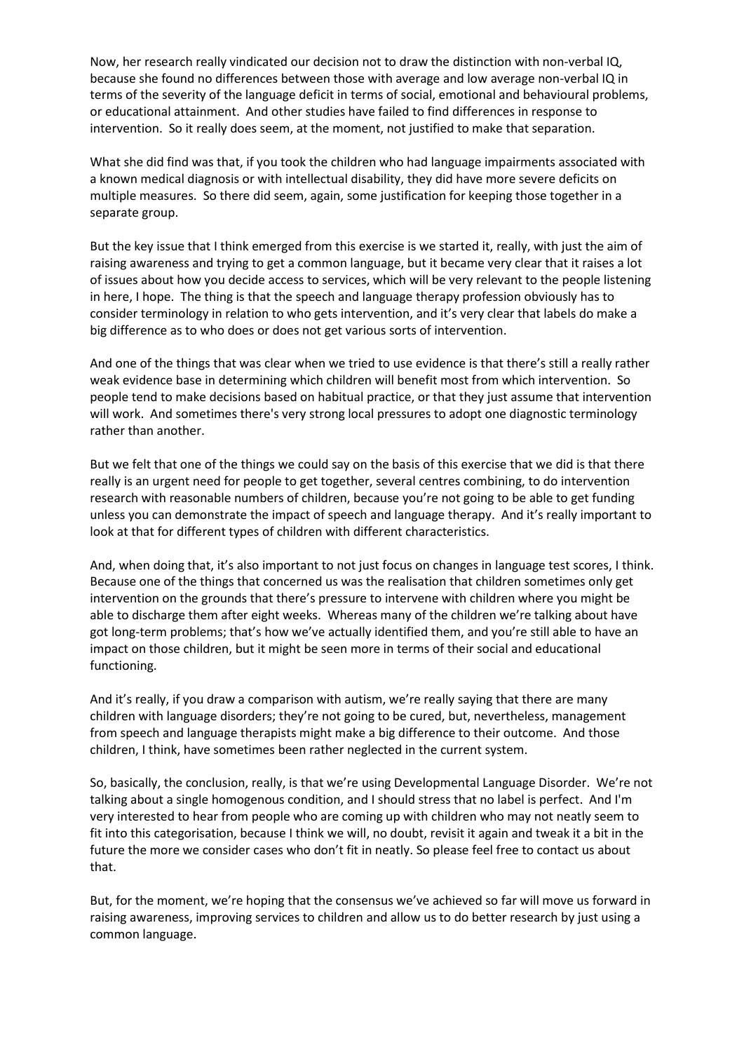Now, her research really vindicated our decision not to draw the distinction with non-verbal IQ, because she found no differences between those with average and low average non-verbal IQ in terms of the severity of the language deficit in terms of social, emotional and behavioural problems, or educational attainment. And other studies have failed to find differences in response to intervention. So it really does seem, at the moment, not justified to make that separation.

What she did find was that, if you took the children who had language impairments associated with a known medical diagnosis or with intellectual disability, they did have more severe deficits on multiple measures. So there did seem, again, some justification for keeping those together in a separate group.

But the key issue that I think emerged from this exercise is we started it, really, with just the aim of raising awareness and trying to get a common language, but it became very clear that it raises a lot of issues about how you decide access to services, which will be very relevant to the people listening in here, I hope. The thing is that the speech and language therapy profession obviously has to consider terminology in relation to who gets intervention, and it's very clear that labels do make a big difference as to who does or does not get various sorts of intervention.

And one of the things that was clear when we tried to use evidence is that there's still a really rather weak evidence base in determining which children will benefit most from which intervention. So people tend to make decisions based on habitual practice, or that they just assume that intervention will work. And sometimes there's very strong local pressures to adopt one diagnostic terminology rather than another.

But we felt that one of the things we could say on the basis of this exercise that we did is that there really is an urgent need for people to get together, several centres combining, to do intervention research with reasonable numbers of children, because you're not going to be able to get funding unless you can demonstrate the impact of speech and language therapy. And it's really important to look at that for different types of children with different characteristics.

And, when doing that, it's also important to not just focus on changes in language test scores, I think. Because one of the things that concerned us was the realisation that children sometimes only get intervention on the grounds that there's pressure to intervene with children where you might be able to discharge them after eight weeks. Whereas many of the children we're talking about have got long-term problems; that's how we've actually identified them, and you're still able to have an impact on those children, but it might be seen more in terms of their social and educational functioning.

And it's really, if you draw a comparison with autism, we're really saying that there are many children with language disorders; they're not going to be cured, but, nevertheless, management from speech and language therapists might make a big difference to their outcome. And those children, I think, have sometimes been rather neglected in the current system.

So, basically, the conclusion, really, is that we're using Developmental Language Disorder. We're not talking about a single homogenous condition, and I should stress that no label is perfect. And I'm very interested to hear from people who are coming up with children who may not neatly seem to fit into this categorisation, because I think we will, no doubt, revisit it again and tweak it a bit in the future the more we consider cases who don't fit in neatly. So please feel free to contact us about that.

But, for the moment, we're hoping that the consensus we've achieved so far will move us forward in raising awareness, improving services to children and allow us to do better research by just using a common language.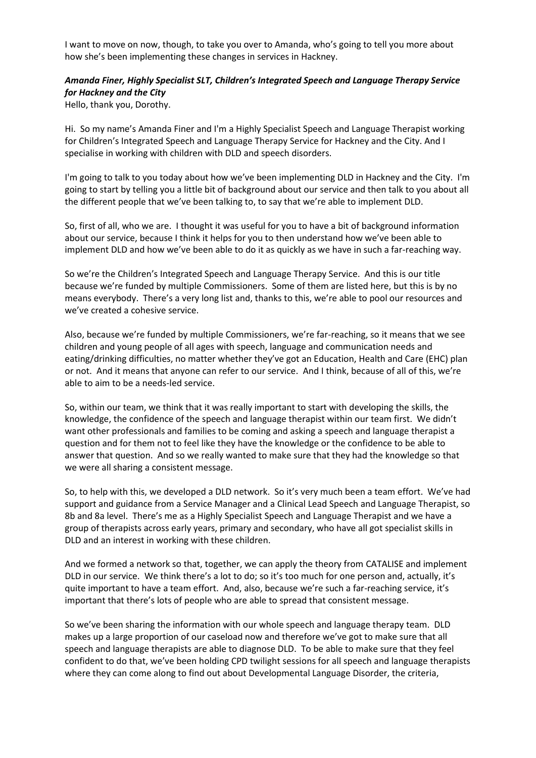I want to move on now, though, to take you over to Amanda, who's going to tell you more about how she's been implementing these changes in services in Hackney.

***Amanda Finer, Highly Specialist SLT, Children's Integrated Speech and Language Therapy Service for Hackney and the City***

Hello, thank you, Dorothy.

Hi. So my name's Amanda Finer and I'm a Highly Specialist Speech and Language Therapist working for Children's Integrated Speech and Language Therapy Service for Hackney and the City. And I specialise in working with children with DLD and speech disorders.

I'm going to talk to you today about how we've been implementing DLD in Hackney and the City. I'm going to start by telling you a little bit of background about our service and then talk to you about all the different people that we've been talking to, to say that we're able to implement DLD.

So, first of all, who we are. I thought it was useful for you to have a bit of background information about our service, because I think it helps for you to then understand how we've been able to implement DLD and how we've been able to do it as quickly as we have in such a far-reaching way.

So we're the Children's Integrated Speech and Language Therapy Service. And this is our title because we're funded by multiple Commissioners. Some of them are listed here, but this is by no means everybody. There's a very long list and, thanks to this, we're able to pool our resources and we've created a cohesive service.

Also, because we're funded by multiple Commissioners, we're far-reaching, so it means that we see children and young people of all ages with speech, language and communication needs and eating/drinking difficulties, no matter whether they've got an Education, Health and Care (EHC) plan or not. And it means that anyone can refer to our service. And I think, because of all of this, we're able to aim to be a needs-led service.

So, within our team, we think that it was really important to start with developing the skills, the knowledge, the confidence of the speech and language therapist within our team first. We didn't want other professionals and families to be coming and asking a speech and language therapist a question and for them not to feel like they have the knowledge or the confidence to be able to answer that question. And so we really wanted to make sure that they had the knowledge so that we were all sharing a consistent message.

So, to help with this, we developed a DLD network. So it's very much been a team effort. We've had support and guidance from a Service Manager and a Clinical Lead Speech and Language Therapist, so 8b and 8a level. There's me as a Highly Specialist Speech and Language Therapist and we have a group of therapists across early years, primary and secondary, who have all got specialist skills in DLD and an interest in working with these children.

And we formed a network so that, together, we can apply the theory from CATALISE and implement DLD in our service. We think there's a lot to do; so it's too much for one person and, actually, it's quite important to have a team effort. And, also, because we're such a far-reaching service, it's important that there's lots of people who are able to spread that consistent message.

So we've been sharing the information with our whole speech and language therapy team. DLD makes up a large proportion of our caseload now and therefore we've got to make sure that all speech and language therapists are able to diagnose DLD. To be able to make sure that they feel confident to do that, we've been holding CPD twilight sessions for all speech and language therapists where they can come along to find out about Developmental Language Disorder, the criteria,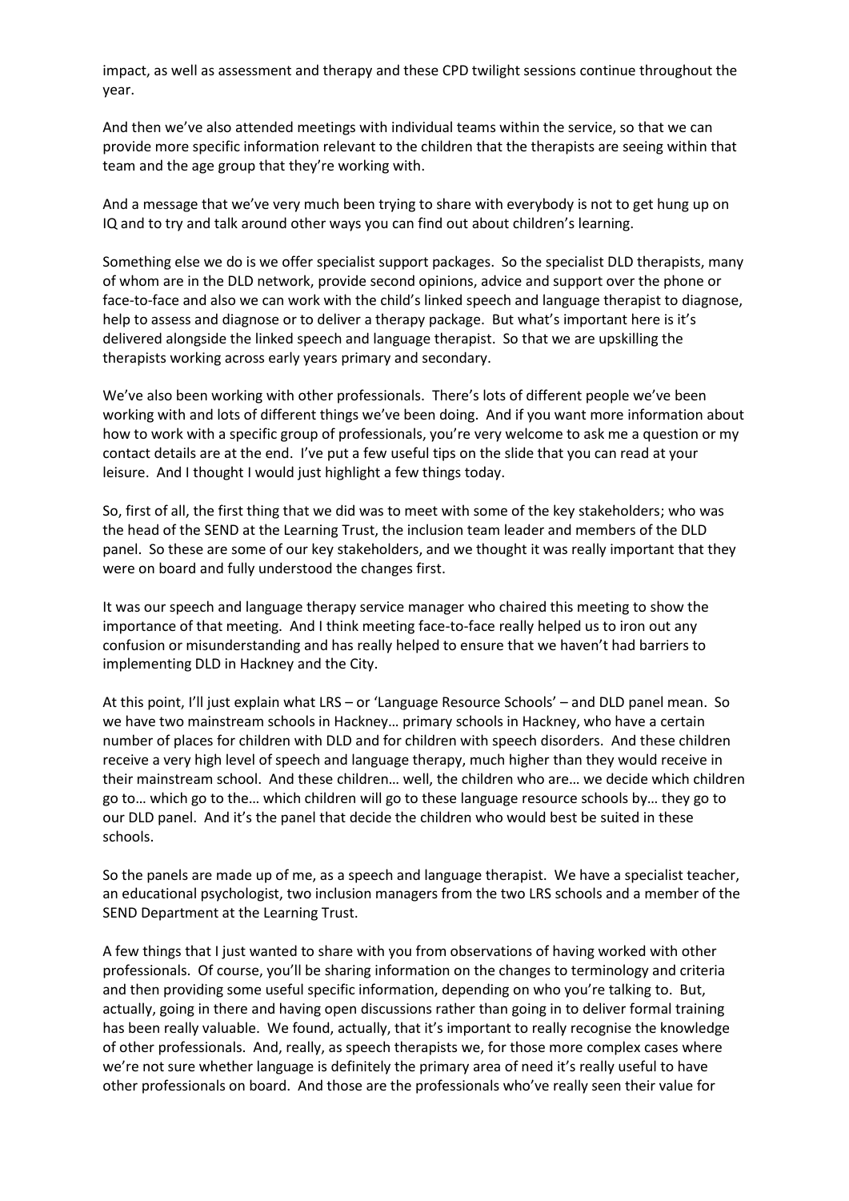impact, as well as assessment and therapy and these CPD twilight sessions continue throughout the year.

And then we've also attended meetings with individual teams within the service, so that we can provide more specific information relevant to the children that the therapists are seeing within that team and the age group that they're working with.

And a message that we've very much been trying to share with everybody is not to get hung up on IQ and to try and talk around other ways you can find out about children's learning.

Something else we do is we offer specialist support packages. So the specialist DLD therapists, many of whom are in the DLD network, provide second opinions, advice and support over the phone or face-to-face and also we can work with the child's linked speech and language therapist to diagnose, help to assess and diagnose or to deliver a therapy package. But what's important here is it's delivered alongside the linked speech and language therapist. So that we are upskilling the therapists working across early years primary and secondary.

We've also been working with other professionals. There's lots of different people we've been working with and lots of different things we've been doing. And if you want more information about how to work with a specific group of professionals, you're very welcome to ask me a question or my contact details are at the end. I've put a few useful tips on the slide that you can read at your leisure. And I thought I would just highlight a few things today.

So, first of all, the first thing that we did was to meet with some of the key stakeholders; who was the head of the SEND at the Learning Trust, the inclusion team leader and members of the DLD panel. So these are some of our key stakeholders, and we thought it was really important that they were on board and fully understood the changes first.

It was our speech and language therapy service manager who chaired this meeting to show the importance of that meeting. And I think meeting face-to-face really helped us to iron out any confusion or misunderstanding and has really helped to ensure that we haven't had barriers to implementing DLD in Hackney and the City.

At this point, I'll just explain what LRS – or 'Language Resource Schools' – and DLD panel mean. So we have two mainstream schools in Hackney… primary schools in Hackney, who have a certain number of places for children with DLD and for children with speech disorders. And these children receive a very high level of speech and language therapy, much higher than they would receive in their mainstream school. And these children… well, the children who are… we decide which children go to… which go to the… which children will go to these language resource schools by… they go to our DLD panel. And it's the panel that decide the children who would best be suited in these schools.

So the panels are made up of me, as a speech and language therapist. We have a specialist teacher, an educational psychologist, two inclusion managers from the two LRS schools and a member of the SEND Department at the Learning Trust.

A few things that I just wanted to share with you from observations of having worked with other professionals. Of course, you'll be sharing information on the changes to terminology and criteria and then providing some useful specific information, depending on who you're talking to. But, actually, going in there and having open discussions rather than going in to deliver formal training has been really valuable. We found, actually, that it's important to really recognise the knowledge of other professionals. And, really, as speech therapists we, for those more complex cases where we're not sure whether language is definitely the primary area of need it's really useful to have other professionals on board. And those are the professionals who've really seen their value for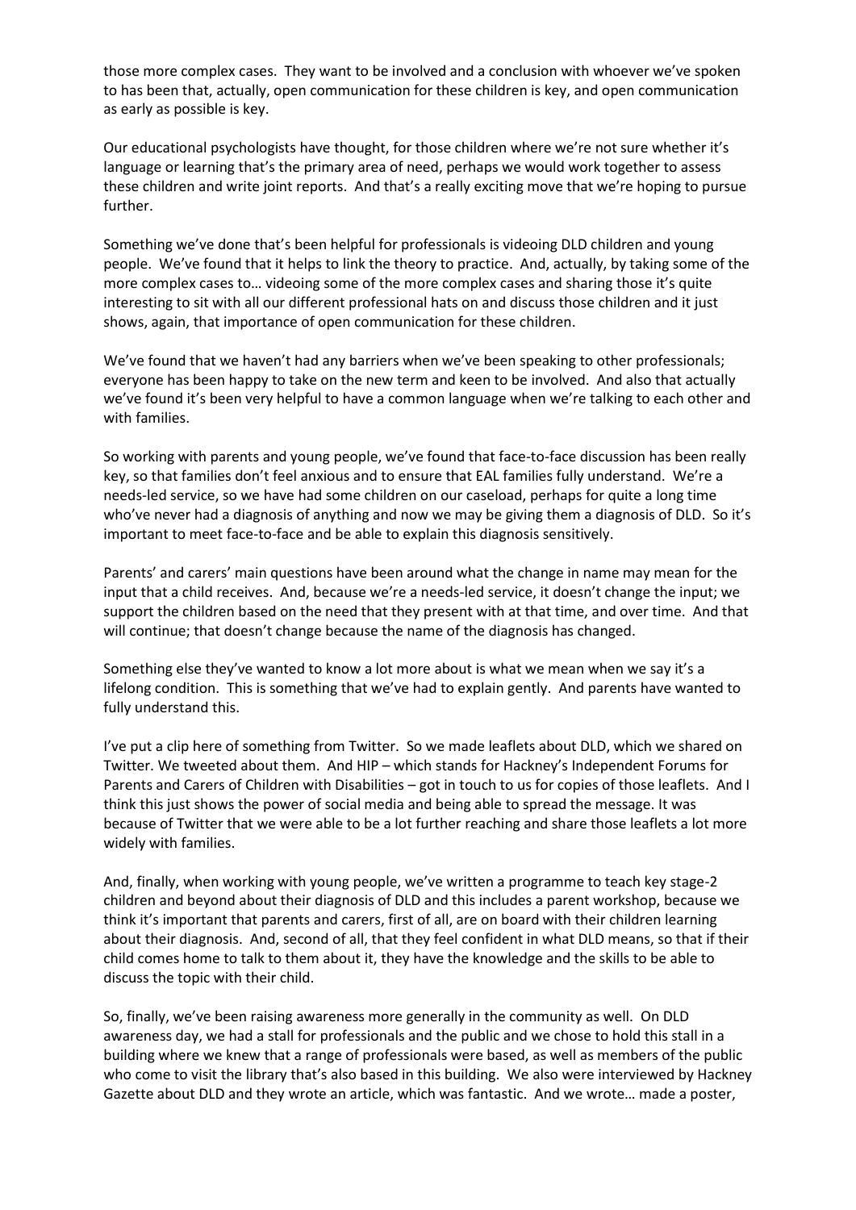those more complex cases. They want to be involved and a conclusion with whoever we've spoken to has been that, actually, open communication for these children is key, and open communication as early as possible is key.

Our educational psychologists have thought, for those children where we're not sure whether it's language or learning that's the primary area of need, perhaps we would work together to assess these children and write joint reports. And that's a really exciting move that we're hoping to pursue further.

Something we've done that's been helpful for professionals is videoing DLD children and young people. We've found that it helps to link the theory to practice. And, actually, by taking some of the more complex cases to… videoing some of the more complex cases and sharing those it's quite interesting to sit with all our different professional hats on and discuss those children and it just shows, again, that importance of open communication for these children.

We've found that we haven't had any barriers when we've been speaking to other professionals; everyone has been happy to take on the new term and keen to be involved. And also that actually we've found it's been very helpful to have a common language when we're talking to each other and with families.

So working with parents and young people, we've found that face-to-face discussion has been really key, so that families don't feel anxious and to ensure that EAL families fully understand. We're a needs-led service, so we have had some children on our caseload, perhaps for quite a long time who've never had a diagnosis of anything and now we may be giving them a diagnosis of DLD. So it's important to meet face-to-face and be able to explain this diagnosis sensitively.

Parents' and carers' main questions have been around what the change in name may mean for the input that a child receives. And, because we're a needs-led service, it doesn't change the input; we support the children based on the need that they present with at that time, and over time. And that will continue; that doesn't change because the name of the diagnosis has changed.

Something else they've wanted to know a lot more about is what we mean when we say it's a lifelong condition. This is something that we've had to explain gently. And parents have wanted to fully understand this.

I've put a clip here of something from Twitter. So we made leaflets about DLD, which we shared on Twitter. We tweeted about them. And HIP – which stands for Hackney's Independent Forums for Parents and Carers of Children with Disabilities – got in touch to us for copies of those leaflets. And I think this just shows the power of social media and being able to spread the message. It was because of Twitter that we were able to be a lot further reaching and share those leaflets a lot more widely with families.

And, finally, when working with young people, we've written a programme to teach key stage-2 children and beyond about their diagnosis of DLD and this includes a parent workshop, because we think it's important that parents and carers, first of all, are on board with their children learning about their diagnosis. And, second of all, that they feel confident in what DLD means, so that if their child comes home to talk to them about it, they have the knowledge and the skills to be able to discuss the topic with their child.

So, finally, we've been raising awareness more generally in the community as well. On DLD awareness day, we had a stall for professionals and the public and we chose to hold this stall in a building where we knew that a range of professionals were based, as well as members of the public who come to visit the library that's also based in this building. We also were interviewed by Hackney Gazette about DLD and they wrote an article, which was fantastic. And we wrote… made a poster,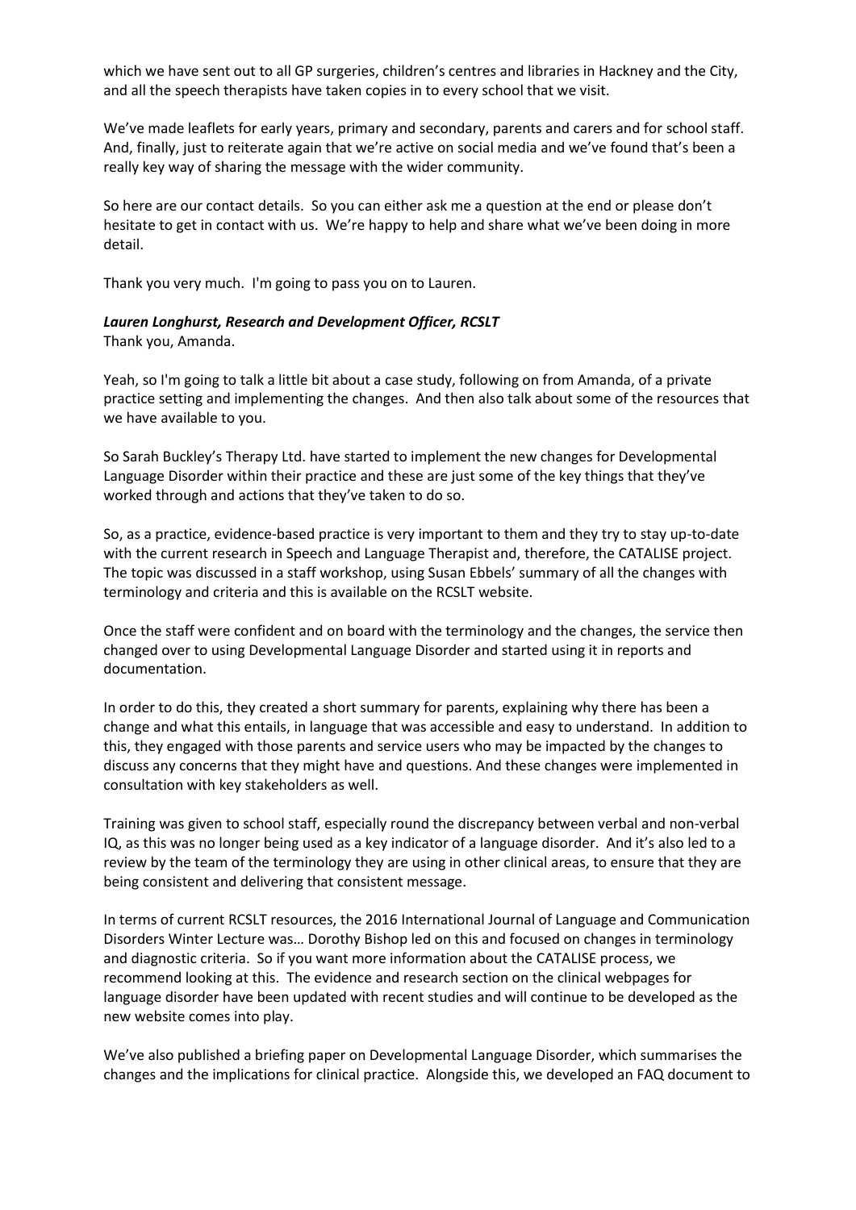which we have sent out to all GP surgeries, children's centres and libraries in Hackney and the City, and all the speech therapists have taken copies in to every school that we visit.

We've made leaflets for early years, primary and secondary, parents and carers and for school staff. And, finally, just to reiterate again that we're active on social media and we've found that's been a really key way of sharing the message with the wider community.

So here are our contact details. So you can either ask me a question at the end or please don't hesitate to get in contact with us. We're happy to help and share what we've been doing in more detail.

Thank you very much. I'm going to pass you on to Lauren.

***Lauren Longhurst, Research and Development Officer, RCSLT***
Thank you, Amanda.

Yeah, so I'm going to talk a little bit about a case study, following on from Amanda, of a private practice setting and implementing the changes. And then also talk about some of the resources that we have available to you.

So Sarah Buckley's Therapy Ltd. have started to implement the new changes for Developmental Language Disorder within their practice and these are just some of the key things that they've worked through and actions that they've taken to do so.

So, as a practice, evidence-based practice is very important to them and they try to stay up-to-date with the current research in Speech and Language Therapist and, therefore, the CATALISE project. The topic was discussed in a staff workshop, using Susan Ebbels' summary of all the changes with terminology and criteria and this is available on the RCSLT website.

Once the staff were confident and on board with the terminology and the changes, the service then changed over to using Developmental Language Disorder and started using it in reports and documentation.

In order to do this, they created a short summary for parents, explaining why there has been a change and what this entails, in language that was accessible and easy to understand. In addition to this, they engaged with those parents and service users who may be impacted by the changes to discuss any concerns that they might have and questions. And these changes were implemented in consultation with key stakeholders as well.

Training was given to school staff, especially round the discrepancy between verbal and non-verbal IQ, as this was no longer being used as a key indicator of a language disorder. And it's also led to a review by the team of the terminology they are using in other clinical areas, to ensure that they are being consistent and delivering that consistent message.

In terms of current RCSLT resources, the 2016 International Journal of Language and Communication Disorders Winter Lecture was… Dorothy Bishop led on this and focused on changes in terminology and diagnostic criteria. So if you want more information about the CATALISE process, we recommend looking at this. The evidence and research section on the clinical webpages for language disorder have been updated with recent studies and will continue to be developed as the new website comes into play.

We've also published a briefing paper on Developmental Language Disorder, which summarises the changes and the implications for clinical practice. Alongside this, we developed an FAQ document to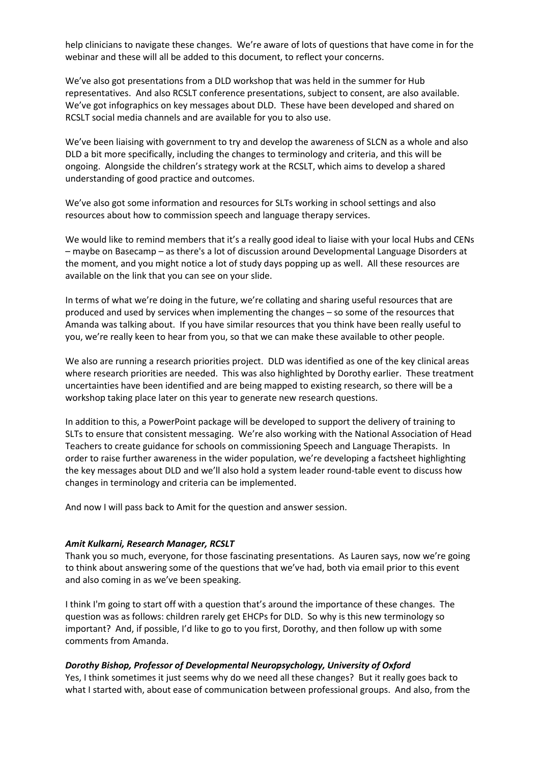help clinicians to navigate these changes. We're aware of lots of questions that have come in for the webinar and these will all be added to this document, to reflect your concerns.

We've also got presentations from a DLD workshop that was held in the summer for Hub representatives. And also RCSLT conference presentations, subject to consent, are also available. We've got infographics on key messages about DLD. These have been developed and shared on RCSLT social media channels and are available for you to also use.

We've been liaising with government to try and develop the awareness of SLCN as a whole and also DLD a bit more specifically, including the changes to terminology and criteria, and this will be ongoing. Alongside the children's strategy work at the RCSLT, which aims to develop a shared understanding of good practice and outcomes.

We've also got some information and resources for SLTs working in school settings and also resources about how to commission speech and language therapy services.

We would like to remind members that it's a really good ideal to liaise with your local Hubs and CENs – maybe on Basecamp – as there's a lot of discussion around Developmental Language Disorders at the moment, and you might notice a lot of study days popping up as well. All these resources are available on the link that you can see on your slide.

In terms of what we're doing in the future, we're collating and sharing useful resources that are produced and used by services when implementing the changes – so some of the resources that Amanda was talking about. If you have similar resources that you think have been really useful to you, we're really keen to hear from you, so that we can make these available to other people.

We also are running a research priorities project. DLD was identified as one of the key clinical areas where research priorities are needed. This was also highlighted by Dorothy earlier. These treatment uncertainties have been identified and are being mapped to existing research, so there will be a workshop taking place later on this year to generate new research questions.

In addition to this, a PowerPoint package will be developed to support the delivery of training to SLTs to ensure that consistent messaging. We're also working with the National Association of Head Teachers to create guidance for schools on commissioning Speech and Language Therapists. In order to raise further awareness in the wider population, we're developing a factsheet highlighting the key messages about DLD and we'll also hold a system leader round-table event to discuss how changes in terminology and criteria can be implemented.

And now I will pass back to Amit for the question and answer session.

***Amit Kulkarni, Research Manager, RCSLT***

Thank you so much, everyone, for those fascinating presentations. As Lauren says, now we're going to think about answering some of the questions that we've had, both via email prior to this event and also coming in as we've been speaking.

I think I'm going to start off with a question that's around the importance of these changes. The question was as follows: children rarely get EHCPs for DLD. So why is this new terminology so important? And, if possible, I'd like to go to you first, Dorothy, and then follow up with some comments from Amanda.

***Dorothy Bishop, Professor of Developmental Neuropsychology, University of Oxford***

Yes, I think sometimes it just seems why do we need all these changes? But it really goes back to what I started with, about ease of communication between professional groups. And also, from the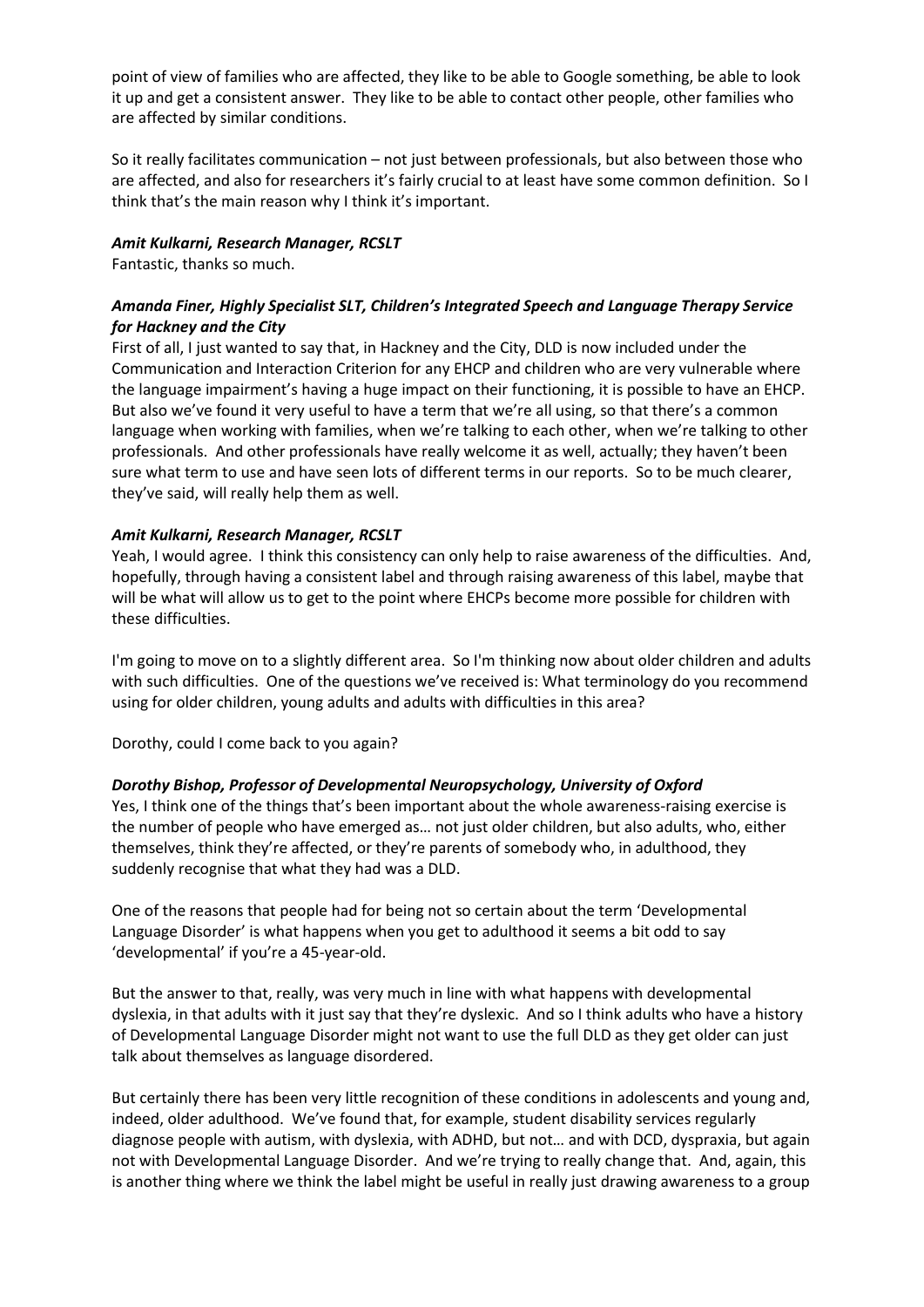point of view of families who are affected, they like to be able to Google something, be able to look it up and get a consistent answer. They like to be able to contact other people, other families who are affected by similar conditions.

So it really facilitates communication – not just between professionals, but also between those who are affected, and also for researchers it's fairly crucial to at least have some common definition. So I think that's the main reason why I think it's important.

***Amit Kulkarni, Research Manager, RCSLT***
Fantastic, thanks so much.

***Amanda Finer, Highly Specialist SLT, Children's Integrated Speech and Language Therapy Service for Hackney and the City***
First of all, I just wanted to say that, in Hackney and the City, DLD is now included under the Communication and Interaction Criterion for any EHCP and children who are very vulnerable where the language impairment's having a huge impact on their functioning, it is possible to have an EHCP. But also we've found it very useful to have a term that we're all using, so that there's a common language when working with families, when we're talking to each other, when we're talking to other professionals. And other professionals have really welcome it as well, actually; they haven't been sure what term to use and have seen lots of different terms in our reports. So to be much clearer, they've said, will really help them as well.

***Amit Kulkarni, Research Manager, RCSLT***
Yeah, I would agree. I think this consistency can only help to raise awareness of the difficulties. And, hopefully, through having a consistent label and through raising awareness of this label, maybe that will be what will allow us to get to the point where EHCPs become more possible for children with these difficulties.

I'm going to move on to a slightly different area. So I'm thinking now about older children and adults with such difficulties. One of the questions we've received is: What terminology do you recommend using for older children, young adults and adults with difficulties in this area?

Dorothy, could I come back to you again?

***Dorothy Bishop, Professor of Developmental Neuropsychology, University of Oxford***
Yes, I think one of the things that's been important about the whole awareness-raising exercise is the number of people who have emerged as… not just older children, but also adults, who, either themselves, think they're affected, or they're parents of somebody who, in adulthood, they suddenly recognise that what they had was a DLD.

One of the reasons that people had for being not so certain about the term 'Developmental Language Disorder' is what happens when you get to adulthood it seems a bit odd to say 'developmental' if you're a 45-year-old.

But the answer to that, really, was very much in line with what happens with developmental dyslexia, in that adults with it just say that they're dyslexic. And so I think adults who have a history of Developmental Language Disorder might not want to use the full DLD as they get older can just talk about themselves as language disordered.

But certainly there has been very little recognition of these conditions in adolescents and young and, indeed, older adulthood. We've found that, for example, student disability services regularly diagnose people with autism, with dyslexia, with ADHD, but not… and with DCD, dyspraxia, but again not with Developmental Language Disorder. And we're trying to really change that. And, again, this is another thing where we think the label might be useful in really just drawing awareness to a group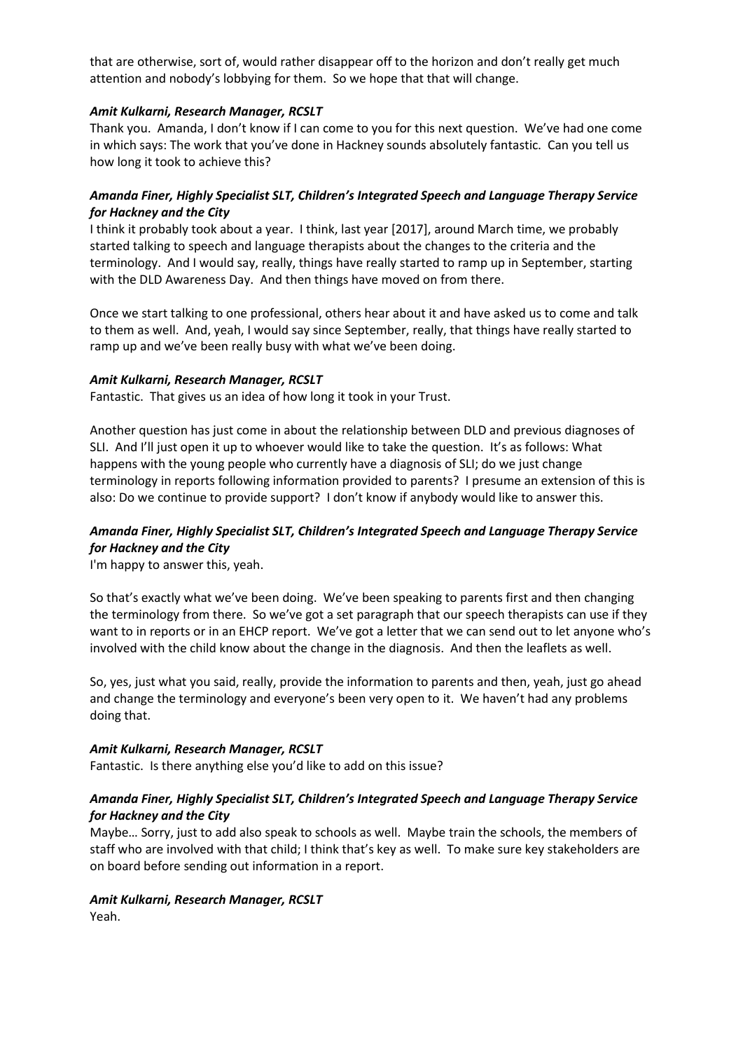that are otherwise, sort of, would rather disappear off to the horizon and don't really get much attention and nobody's lobbying for them. So we hope that that will change.

***Amit Kulkarni, Research Manager, RCSLT***

Thank you. Amanda, I don't know if I can come to you for this next question. We've had one come in which says: The work that you've done in Hackney sounds absolutely fantastic. Can you tell us how long it took to achieve this?

***Amanda Finer, Highly Specialist SLT, Children's Integrated Speech and Language Therapy Service for Hackney and the City***

I think it probably took about a year. I think, last year [2017], around March time, we probably started talking to speech and language therapists about the changes to the criteria and the terminology. And I would say, really, things have really started to ramp up in September, starting with the DLD Awareness Day. And then things have moved on from there.

Once we start talking to one professional, others hear about it and have asked us to come and talk to them as well. And, yeah, I would say since September, really, that things have really started to ramp up and we've been really busy with what we've been doing.

***Amit Kulkarni, Research Manager, RCSLT***

Fantastic. That gives us an idea of how long it took in your Trust.

Another question has just come in about the relationship between DLD and previous diagnoses of SLI. And I'll just open it up to whoever would like to take the question. It's as follows: What happens with the young people who currently have a diagnosis of SLI; do we just change terminology in reports following information provided to parents? I presume an extension of this is also: Do we continue to provide support? I don't know if anybody would like to answer this.

***Amanda Finer, Highly Specialist SLT, Children's Integrated Speech and Language Therapy Service for Hackney and the City***

I'm happy to answer this, yeah.

So that's exactly what we've been doing. We've been speaking to parents first and then changing the terminology from there. So we've got a set paragraph that our speech therapists can use if they want to in reports or in an EHCP report. We've got a letter that we can send out to let anyone who's involved with the child know about the change in the diagnosis. And then the leaflets as well.

So, yes, just what you said, really, provide the information to parents and then, yeah, just go ahead and change the terminology and everyone's been very open to it. We haven't had any problems doing that.

***Amit Kulkarni, Research Manager, RCSLT***

Fantastic. Is there anything else you'd like to add on this issue?

***Amanda Finer, Highly Specialist SLT, Children's Integrated Speech and Language Therapy Service for Hackney and the City***

Maybe… Sorry, just to add also speak to schools as well. Maybe train the schools, the members of staff who are involved with that child; I think that's key as well. To make sure key stakeholders are on board before sending out information in a report.

***Amit Kulkarni, Research Manager, RCSLT***

Yeah.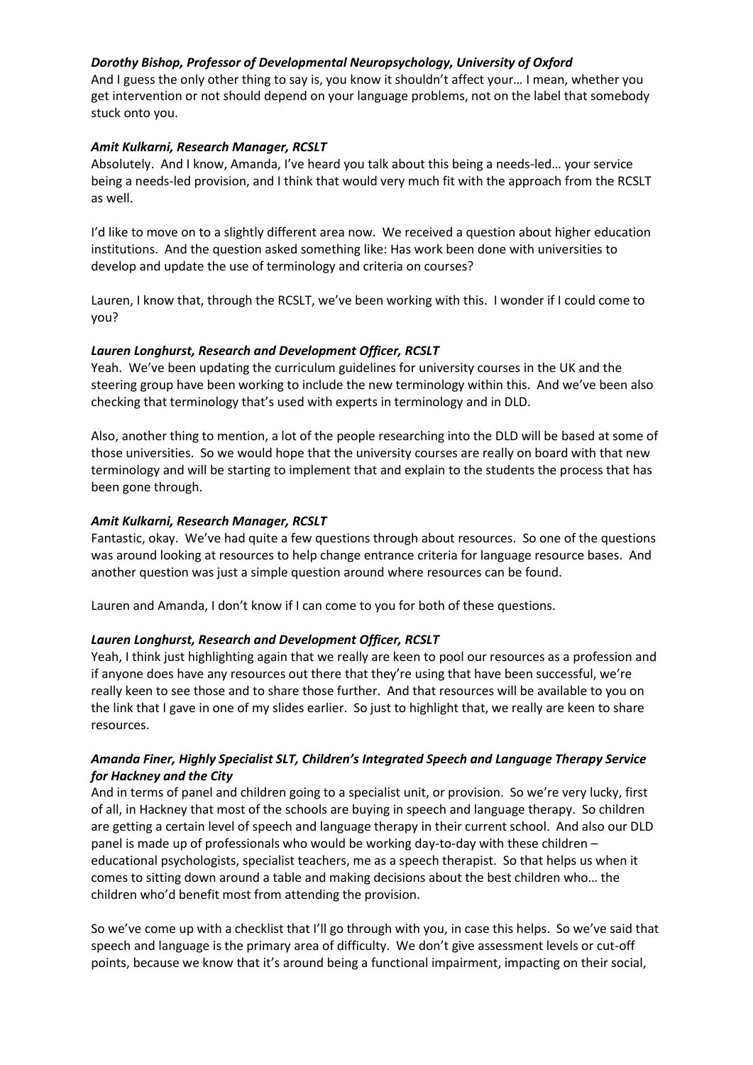***Dorothy Bishop, Professor of Developmental Neuropsychology, University of Oxford***
And I guess the only other thing to say is, you know it shouldn't affect your… I mean, whether you get intervention or not should depend on your language problems, not on the label that somebody stuck onto you.

***Amit Kulkarni, Research Manager, RCSLT***
Absolutely. And I know, Amanda, I've heard you talk about this being a needs-led… your service being a needs-led provision, and I think that would very much fit with the approach from the RCSLT as well.

I'd like to move on to a slightly different area now. We received a question about higher education institutions. And the question asked something like: Has work been done with universities to develop and update the use of terminology and criteria on courses?

Lauren, I know that, through the RCSLT, we've been working with this. I wonder if I could come to you?

***Lauren Longhurst, Research and Development Officer, RCSLT***
Yeah. We've been updating the curriculum guidelines for university courses in the UK and the steering group have been working to include the new terminology within this. And we've been also checking that terminology that's used with experts in terminology and in DLD.

Also, another thing to mention, a lot of the people researching into the DLD will be based at some of those universities. So we would hope that the university courses are really on board with that new terminology and will be starting to implement that and explain to the students the process that has been gone through.

***Amit Kulkarni, Research Manager, RCSLT***
Fantastic, okay. We've had quite a few questions through about resources. So one of the questions was around looking at resources to help change entrance criteria for language resource bases. And another question was just a simple question around where resources can be found.

Lauren and Amanda, I don't know if I can come to you for both of these questions.

***Lauren Longhurst, Research and Development Officer, RCSLT***
Yeah, I think just highlighting again that we really are keen to pool our resources as a profession and if anyone does have any resources out there that they're using that have been successful, we're really keen to see those and to share those further. And that resources will be available to you on the link that I gave in one of my slides earlier. So just to highlight that, we really are keen to share resources.

***Amanda Finer, Highly Specialist SLT, Children's Integrated Speech and Language Therapy Service for Hackney and the City***
And in terms of panel and children going to a specialist unit, or provision. So we're very lucky, first of all, in Hackney that most of the schools are buying in speech and language therapy. So children are getting a certain level of speech and language therapy in their current school. And also our DLD panel is made up of professionals who would be working day-to-day with these children – educational psychologists, specialist teachers, me as a speech therapist. So that helps us when it comes to sitting down around a table and making decisions about the best children who… the children who'd benefit most from attending the provision.

So we've come up with a checklist that I'll go through with you, in case this helps. So we've said that speech and language is the primary area of difficulty. We don't give assessment levels or cut-off points, because we know that it's around being a functional impairment, impacting on their social,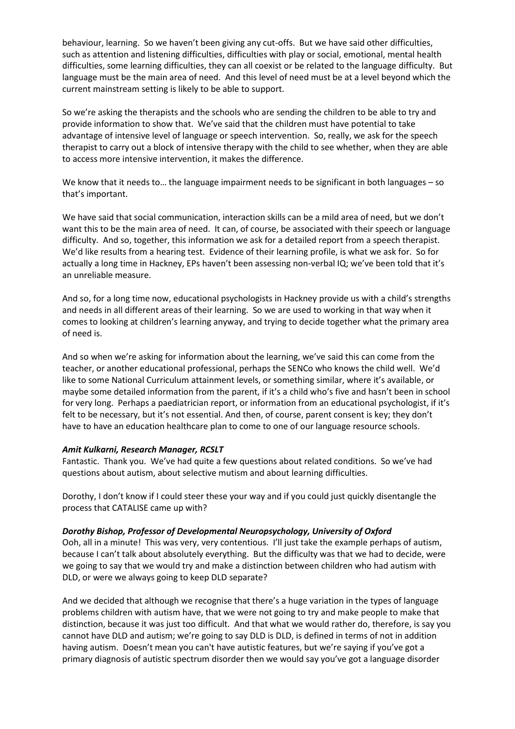behaviour, learning. So we haven't been giving any cut-offs. But we have said other difficulties, such as attention and listening difficulties, difficulties with play or social, emotional, mental health difficulties, some learning difficulties, they can all coexist or be related to the language difficulty. But language must be the main area of need. And this level of need must be at a level beyond which the current mainstream setting is likely to be able to support.

So we're asking the therapists and the schools who are sending the children to be able to try and provide information to show that. We've said that the children must have potential to take advantage of intensive level of language or speech intervention. So, really, we ask for the speech therapist to carry out a block of intensive therapy with the child to see whether, when they are able to access more intensive intervention, it makes the difference.

We know that it needs to… the language impairment needs to be significant in both languages – so that's important.

We have said that social communication, interaction skills can be a mild area of need, but we don't want this to be the main area of need. It can, of course, be associated with their speech or language difficulty. And so, together, this information we ask for a detailed report from a speech therapist. We'd like results from a hearing test. Evidence of their learning profile, is what we ask for. So for actually a long time in Hackney, EPs haven't been assessing non-verbal IQ; we've been told that it's an unreliable measure.

And so, for a long time now, educational psychologists in Hackney provide us with a child's strengths and needs in all different areas of their learning. So we are used to working in that way when it comes to looking at children's learning anyway, and trying to decide together what the primary area of need is.

And so when we're asking for information about the learning, we've said this can come from the teacher, or another educational professional, perhaps the SENCo who knows the child well. We'd like to some National Curriculum attainment levels, or something similar, where it's available, or maybe some detailed information from the parent, if it's a child who's five and hasn't been in school for very long. Perhaps a paediatrician report, or information from an educational psychologist, if it's felt to be necessary, but it's not essential. And then, of course, parent consent is key; they don't have to have an education healthcare plan to come to one of our language resource schools.

***Amit Kulkarni, Research Manager, RCSLT***

Fantastic. Thank you. We've had quite a few questions about related conditions. So we've had questions about autism, about selective mutism and about learning difficulties.

Dorothy, I don't know if I could steer these your way and if you could just quickly disentangle the process that CATALISE came up with?

***Dorothy Bishop, Professor of Developmental Neuropsychology, University of Oxford***

Ooh, all in a minute! This was very, very contentious. I'll just take the example perhaps of autism, because I can't talk about absolutely everything. But the difficulty was that we had to decide, were we going to say that we would try and make a distinction between children who had autism with DLD, or were we always going to keep DLD separate?

And we decided that although we recognise that there's a huge variation in the types of language problems children with autism have, that we were not going to try and make people to make that distinction, because it was just too difficult. And that what we would rather do, therefore, is say you cannot have DLD and autism; we're going to say DLD is DLD, is defined in terms of not in addition having autism. Doesn't mean you can't have autistic features, but we're saying if you've got a primary diagnosis of autistic spectrum disorder then we would say you've got a language disorder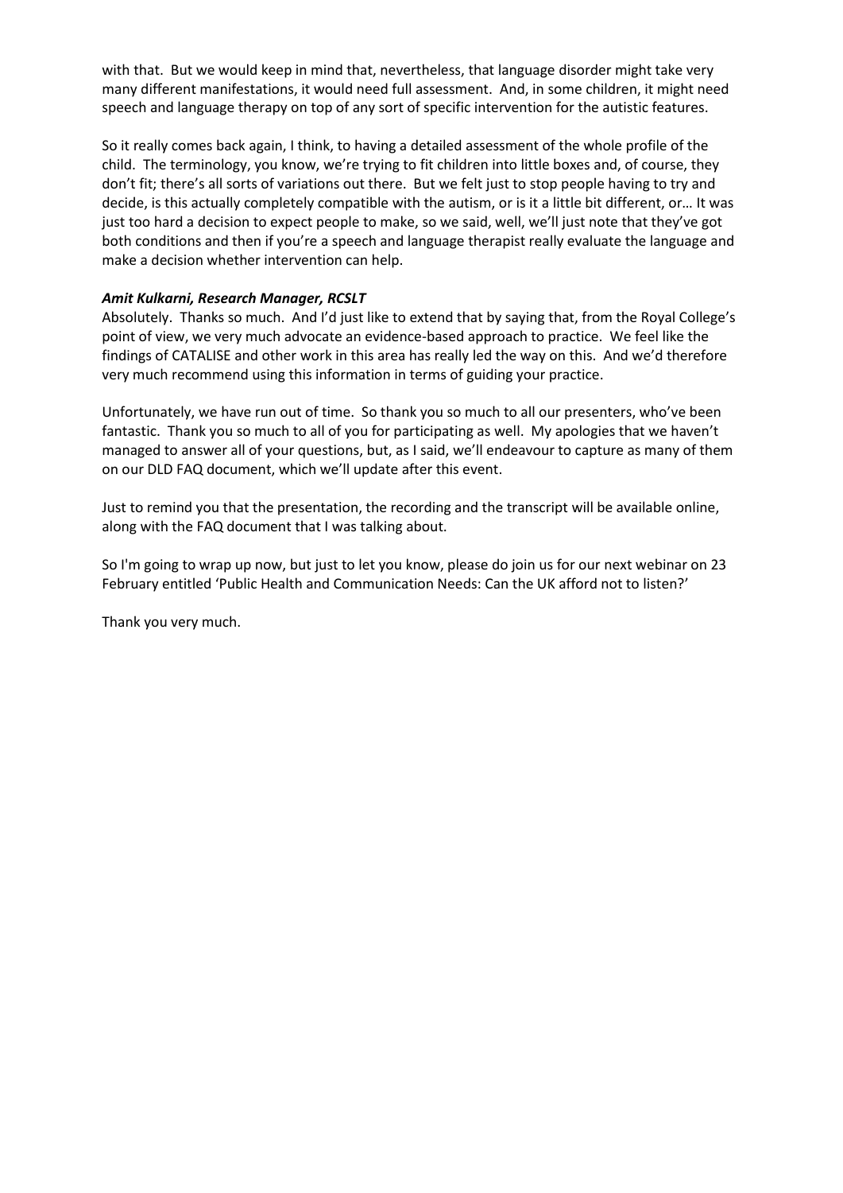with that. But we would keep in mind that, nevertheless, that language disorder might take very many different manifestations, it would need full assessment. And, in some children, it might need speech and language therapy on top of any sort of specific intervention for the autistic features.

So it really comes back again, I think, to having a detailed assessment of the whole profile of the child. The terminology, you know, we're trying to fit children into little boxes and, of course, they don't fit; there's all sorts of variations out there. But we felt just to stop people having to try and decide, is this actually completely compatible with the autism, or is it a little bit different, or… It was just too hard a decision to expect people to make, so we said, well, we'll just note that they've got both conditions and then if you're a speech and language therapist really evaluate the language and make a decision whether intervention can help.

***Amit Kulkarni, Research Manager, RCSLT***

Absolutely. Thanks so much. And I'd just like to extend that by saying that, from the Royal College's point of view, we very much advocate an evidence-based approach to practice. We feel like the findings of CATALISE and other work in this area has really led the way on this. And we'd therefore very much recommend using this information in terms of guiding your practice.

Unfortunately, we have run out of time. So thank you so much to all our presenters, who've been fantastic. Thank you so much to all of you for participating as well. My apologies that we haven't managed to answer all of your questions, but, as I said, we'll endeavour to capture as many of them on our DLD FAQ document, which we'll update after this event.

Just to remind you that the presentation, the recording and the transcript will be available online, along with the FAQ document that I was talking about.

So I'm going to wrap up now, but just to let you know, please do join us for our next webinar on 23 February entitled 'Public Health and Communication Needs: Can the UK afford not to listen?'

Thank you very much.